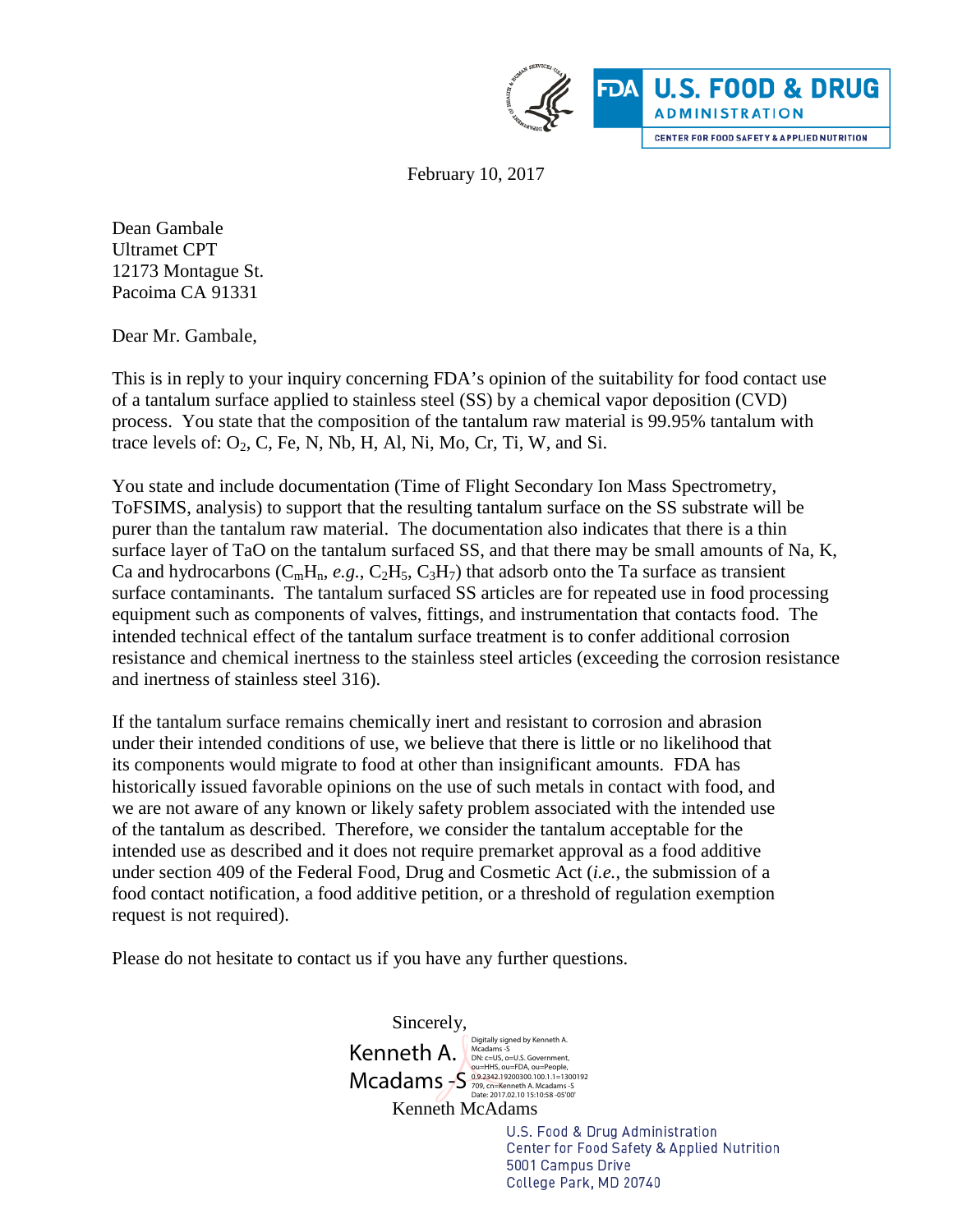U.S. FOOD & DRUG ADMINISTRATION

CENTER FOR FOOD SAFETY & APPLIED NUTRITION

February 10, 2017

Dean Gambale
Ultramet CPT
12173 Montague St.
Pacoima CA 91331

Dear Mr. Gambale,

This is in reply to your inquiry concerning FDA's opinion of the suitability for food contact use of a tantalum surface applied to stainless steel (SS) by a chemical vapor deposition (CVD) process. You state that the composition of the tantalum raw material is 99.95% tantalum with trace levels of: $O_2$, C, Fe, N, Nb, H, Al, Ni, Mo, Cr, Ti, W, and Si.

You state and include documentation (Time of Flight Secondary Ion Mass Spectrometry, ToFSIMS, analysis) to support that the resulting tantalum surface on the SS substrate will be purer than the tantalum raw material. The documentation also indicates that there is a thin surface layer of TaO on the tantalum surfaced SS, and that there may be small amounts of Na, K, Ca and hydrocarbons ($C_mH_n$, *e.g.*, $C_2H_5$, $C_3H_7$) that adsorb onto the Ta surface as transient surface contaminants. The tantalum surfaced SS articles are for repeated use in food processing equipment such as components of valves, fittings, and instrumentation that contacts food. The intended technical effect of the tantalum surface treatment is to confer additional corrosion resistance and chemical inertness to the stainless steel articles (exceeding the corrosion resistance and inertness of stainless steel 316).

If the tantalum surface remains chemically inert and resistant to corrosion and abrasion under their intended conditions of use, we believe that there is little or no likelihood that its components would migrate to food at other than insignificant amounts. FDA has historically issued favorable opinions on the use of such metals in contact with food, and we are not aware of any known or likely safety problem associated with the intended use of the tantalum as described. Therefore, we consider the tantalum acceptable for the intended use as described and it does not require premarket approval as a food additive under section 409 of the Federal Food, Drug and Cosmetic Act (*i.e.*, the submission of a food contact notification, a food additive petition, or a threshold of regulation exemption request is not required).

Please do not hesitate to contact us if you have any further questions.

Sincerely,

Kenneth A. Mcadams -S

Digitally signed by Kenneth A. Mcadams -S
DN: c=US, o=U.S. Government, ou=HHS, ou=FDA, ou=People, 0.9.2342.19200300.100.1.1=1300192709, cn=Kenneth A. Mcadams -S
Date: 2017.02.10 15:10:58 -05'00'

Kenneth McAdams

U.S. Food & Drug Administration
Center for Food Safety & Applied Nutrition
5001 Campus Drive
College Park, MD 20740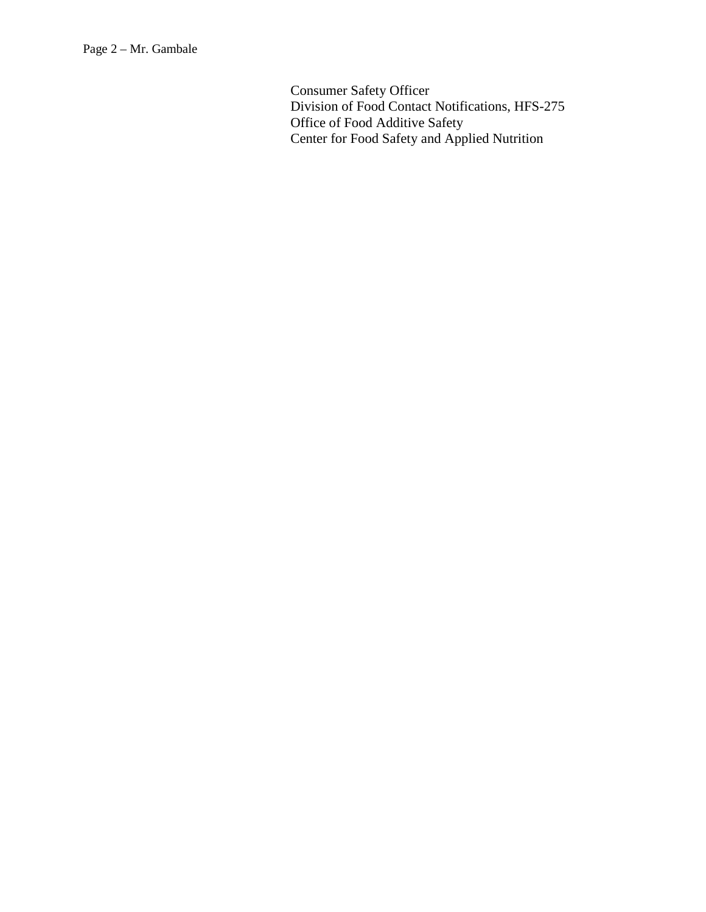Consumer Safety Officer
Division of Food Contact Notifications, HFS-275
Office of Food Additive Safety
Center for Food Safety and Applied Nutrition